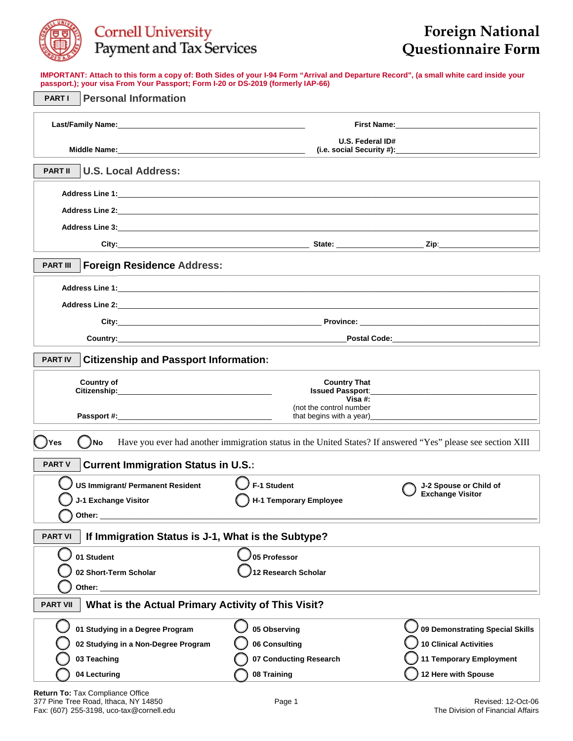# Cornell University Payment and Tax Services

# Foreign National Questionnaire Form

**IMPORTANT: Attach to this form a copy of: Both Sides of your I-94 Form "Arrival and Departure Record", (a small white card inside your passport.); your visa From Your Passport; Form I-20 or DS-2019 (formerly IAP-66)**

## PART I Personal Information

**Last/Family Name:** ______________________ **First Name:** ______________________

**Middle Name:** ______________________ **U.S. Federal ID# (i.e. social Security #):** ______________________

## PART II U.S. Local Address:

**Address Line 1:** ______________________

**Address Line 2:** ______________________

**Address Line 3:** ______________________

**City:** ______________ **State:** ______________ **Zip:** ______________

## PART III Foreign Residence Address:

**Address Line 1:** ______________________

**Address Line 2:** ______________________

**City:** ______________ **Province:** ______________

**Country:** ______________ **Postal Code:** ______________

## PART IV Citizenship and Passport Information:

**Country of Citizenship:** ______________ **Country That Issued Passport:** ______________

**Passport #:** ______________ **Visa #:** (not the control number that begins with a year) ______________

○ **Yes** ○ **No** Have you ever had another immigration status in the United States? If answered "Yes" please see section XIII

## PART V Current Immigration Status in U.S.:

- ○ **US Immigrant/ Permanent Resident**
- ○ **F-1 Student**
- ○ **J-2 Spouse or Child of Exchange Visitor**
- ○ **J-1 Exchange Visitor**
- ○ **H-1 Temporary Employee**
- ○ **Other:** ______________________

## PART VI If Immigration Status is J-1, What is the Subtype?

- ○ **01 Student**
- ○ **05 Professor**
- ○ **02 Short-Term Scholar**
- ○ **12 Research Scholar**
- ○ **Other:** ______________________

## PART VII What is the Actual Primary Activity of This Visit?

- ○ **01 Studying in a Degree Program**
- ○ **02 Studying in a Non-Degree Program**
- ○ **03 Teaching**
- ○ **04 Lecturing**
- ○ **05 Observing**
- ○ **06 Consulting**
- ○ **07 Conducting Research**
- ○ **08 Training**
- ○ **09 Demonstrating Special Skills**
- ○ **10 Clinical Activities**
- ○ **11 Temporary Employment**
- ○ **12 Here with Spouse**

**Return To:** Tax Compliance Office
377 Pine Tree Road, Ithaca, NY 14850
Fax: (607) 255-3198, uco-tax@cornell.edu

Revised: 12-Oct-06
The Division of Financial Affairs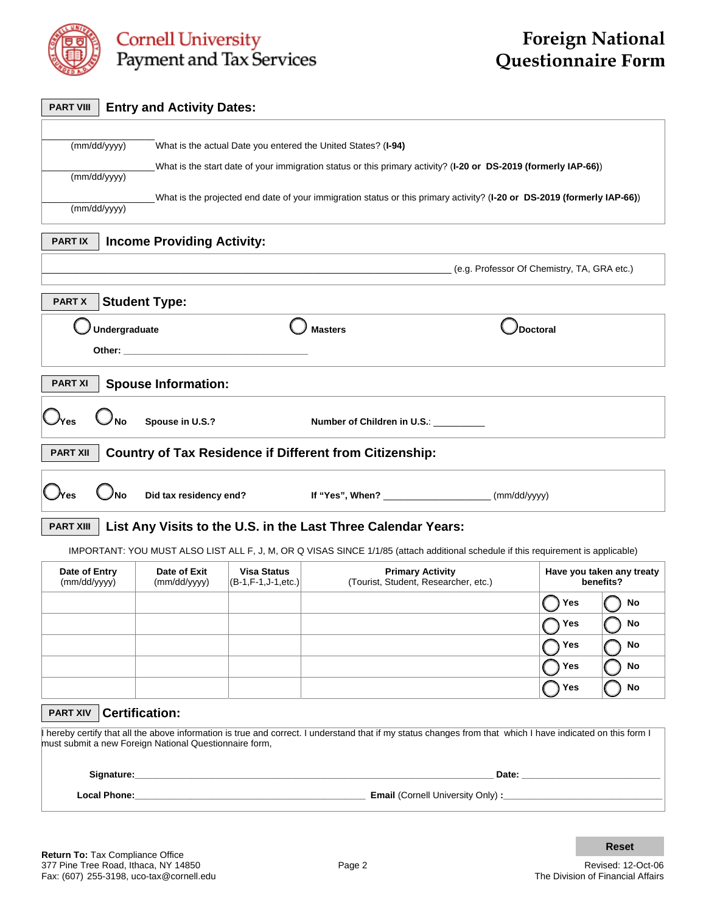Cornell University
Payment and Tax Services

# Foreign National Questionnaire Form

## PART VIII Entry and Activity Dates:

______________ (mm/dd/yyyy) What is the actual Date you entered the United States? (**I-94**)

______________ (mm/dd/yyyy) What is the start date of your immigration status or this primary activity? (**I-20 or DS-2019 (formerly IAP-66)**)

______________ (mm/dd/yyyy) What is the projected end date of your immigration status or this primary activity? (**I-20 or DS-2019 (formerly IAP-66)**)

## PART IX Income Providing Activity:

______________________________________________ (e.g. Professor Of Chemistry, TA, GRA etc.)

## PART X Student Type:

◯ **Undergraduate** ◯ **Masters** ◯ **Doctoral**

**Other:** ______________________________

## PART XI Spouse Information:

◯ **Yes** ◯ **No** **Spouse in U.S.?** **Number of Children in U.S.**: __________

## PART XII Country of Tax Residence if Different from Citizenship:

◯ **Yes** ◯ **No** **Did tax residency end?** **If "Yes", When?** __________________ (mm/dd/yyyy)

## PART XIII List Any Visits to the U.S. in the Last Three Calendar Years:

IMPORTANT: YOU MUST ALSO LIST ALL F, J, M, OR Q VISAS SINCE 1/1/85 (attach additional schedule if this requirement is applicable)

| **Date of Entry** (mm/dd/yyyy) | **Date of Exit** (mm/dd/yyyy) | **Visa Status** (B-1,F-1,J-1,etc.) | **Primary Activity** (Tourist, Student, Researcher, etc.) | **Have you taken any treaty benefits?** | |
|---|---|---|---|---|---|
| | | | | ◯ Yes | ◯ No |
| | | | | ◯ Yes | ◯ No |
| | | | | ◯ Yes | ◯ No |
| | | | | ◯ Yes | ◯ No |
| | | | | ◯ Yes | ◯ No |

## PART XIV Certification:

I hereby certify that all the above information is true and correct. I understand that if my status changes from that which I have indicated on this form I must submit a new Foreign National Questionnaire form,

**Signature:** ______________________________ **Date:** ______________

**Local Phone:** ______________________ **Email** (Cornell University Only) **:** ______________________

**Reset**

**Return To:** Tax Compliance Office
377 Pine Tree Road, Ithaca, NY 14850
Fax: (607) 255-3198, uco-tax@cornell.edu

Revised: 12-Oct-06
The Division of Financial Affairs